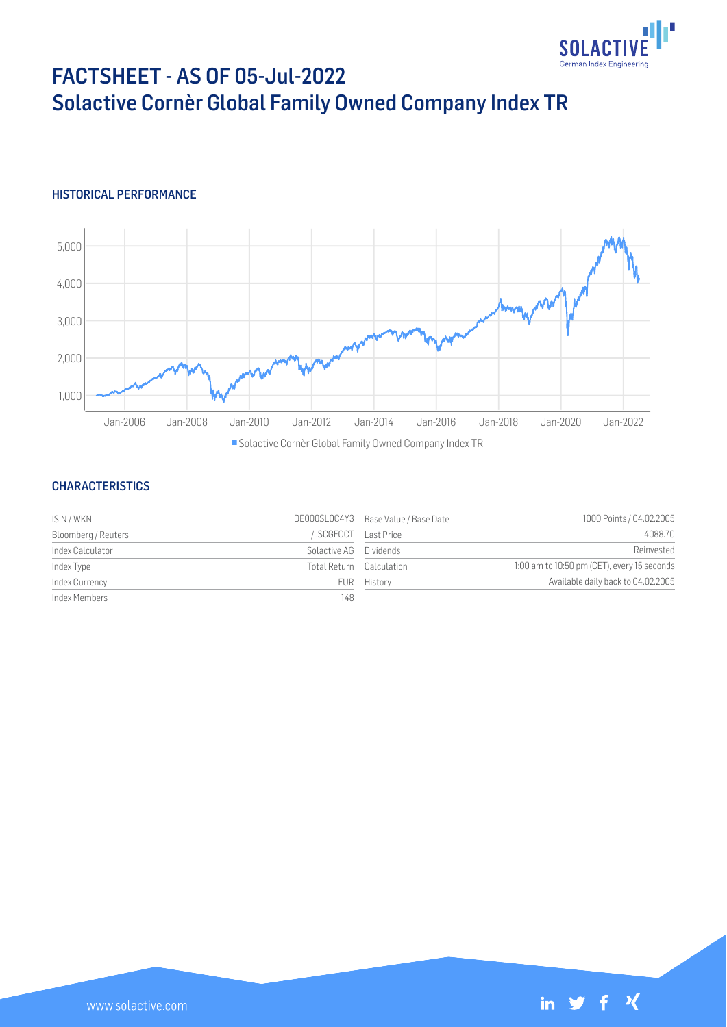# FACTSHEET - AS OF 05-Jul-2022
## Solactive Cornèr Global Family Owned Company Index TR

### HISTORICAL PERFORMANCE

### CHARACTERISTICS

| ISIN / WKN | DE000SL0C4Y3 | Base Value / Base Date | 1000 Points / 04.02.2005 |
|---|---|---|---|
| Bloomberg / Reuters | / .SCGFOCT | Last Price | 4088.70 |
| Index Calculator | Solactive AG | Dividends | Reinvested |
| Index Type | Total Return | Calculation | 1:00 am to 10:50 pm (CET), every 15 seconds |
| Index Currency | EUR | History | Available daily back to 04.02.2005 |
| Index Members | 148 | | |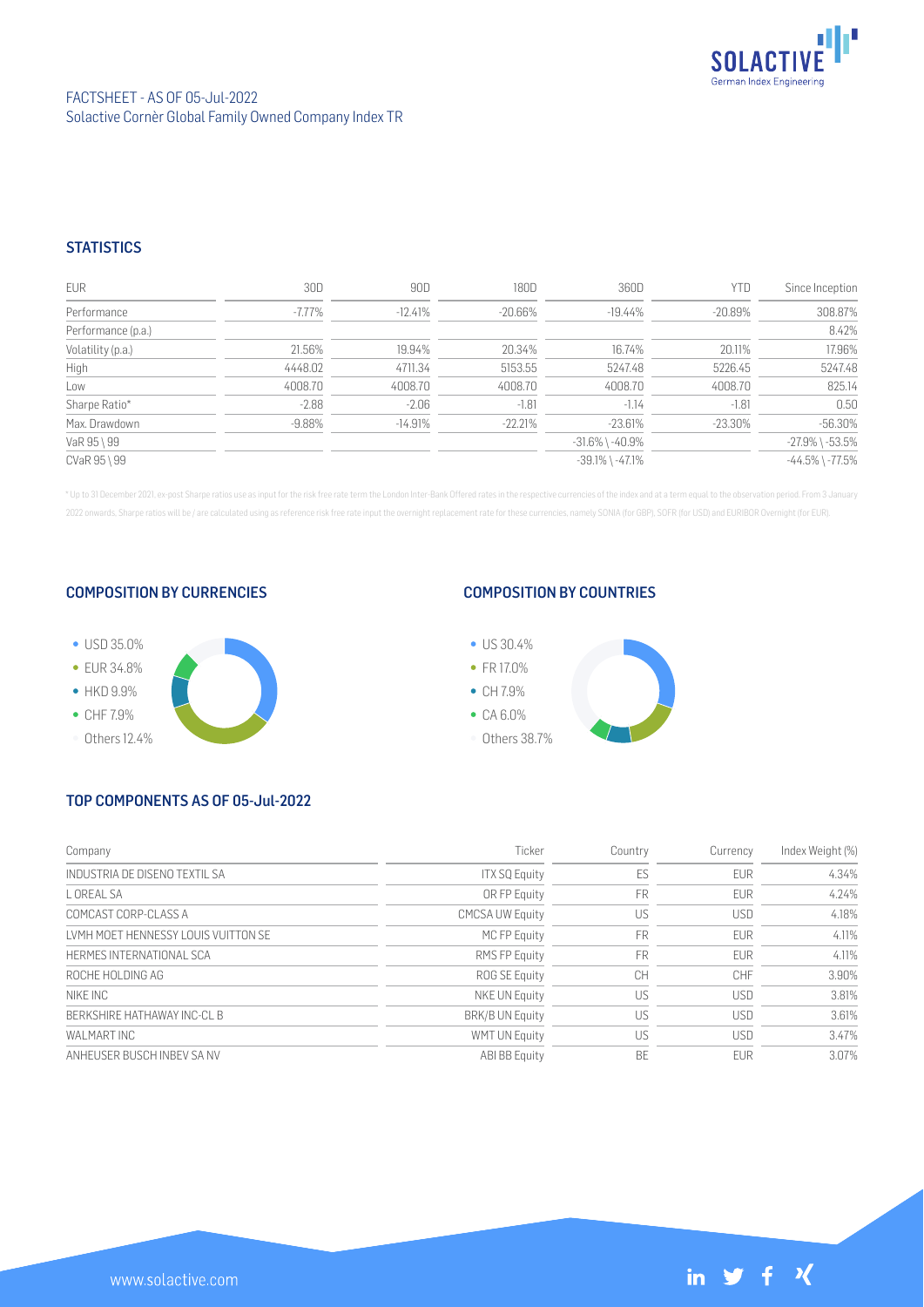FACTSHEET - AS OF 05-Jul-2022
Solactive Cornèr Global Family Owned Company Index TR

## STATISTICS

| EUR | 30D | 90D | 180D | 360D | YTD | Since Inception |
|---|---|---|---|---|---|---|
| Performance | -7.77% | -12.41% | -20.66% | -19.44% | -20.89% | 308.87% |
| Performance (p.a.) | | | | | | 8.42% |
| Volatility (p.a.) | 21.56% | 19.94% | 20.34% | 16.74% | 20.11% | 17.96% |
| High | 4448.02 | 4711.34 | 5153.55 | 5247.48 | 5226.45 | 5247.48 |
| Low | 4008.70 | 4008.70 | 4008.70 | 4008.70 | 4008.70 | 825.14 |
| Sharpe Ratio* | -2.88 | -2.06 | -1.81 | -1.14 | -1.81 | 0.50 |
| Max. Drawdown | -9.88% | -14.91% | -22.21% | -23.61% | -23.30% | -56.30% |
| VaR 95 \ 99 | | | | -31.6% \ -40.9% | | -27.9% \ -53.5% |
| CVaR 95 \ 99 | | | | -39.1% \ -47.1% | | -44.5% \ -77.5% |

* Up to 31 December 2021, ex-post Sharpe ratios use as input for the risk free rate term the London Inter-Bank Offered rates in the respective currencies of the index and at a term equal to the observation period. From 3 January 2022 onwards, Sharpe ratios will be / are calculated using as reference risk free rate input the overnight replacement rate for these currencies, namely SONIA (for GBP), SOFR (for USD) and EURIBOR Overnight (for EUR).

## COMPOSITION BY CURRENCIES

- USD 35.0%
- EUR 34.8%
- HKD 9.9%
- CHF 7.9%
- Others 12.4%

## COMPOSITION BY COUNTRIES

- US 30.4%
- FR 17.0%
- CH 7.9%
- CA 6.0%
- Others 38.7%

## TOP COMPONENTS AS OF 05-Jul-2022

| Company | Ticker | Country | Currency | Index Weight (%) |
|---|---|---|---|---|
| INDUSTRIA DE DISENO TEXTIL SA | ITX SQ Equity | ES | EUR | 4.34% |
| L OREAL SA | OR FP Equity | FR | EUR | 4.24% |
| COMCAST CORP-CLASS A | CMCSA UW Equity | US | USD | 4.18% |
| LVMH MOET HENNESSY LOUIS VUITTON SE | MC FP Equity | FR | EUR | 4.11% |
| HERMES INTERNATIONAL SCA | RMS FP Equity | FR | EUR | 4.11% |
| ROCHE HOLDING AG | ROG SE Equity | CH | CHF | 3.90% |
| NIKE INC | NKE UN Equity | US | USD | 3.81% |
| BERKSHIRE HATHAWAY INC-CL B | BRK/B UN Equity | US | USD | 3.61% |
| WALMART INC | WMT UN Equity | US | USD | 3.47% |
| ANHEUSER BUSCH INBEV SA NV | ABI BB Equity | BE | EUR | 3.07% |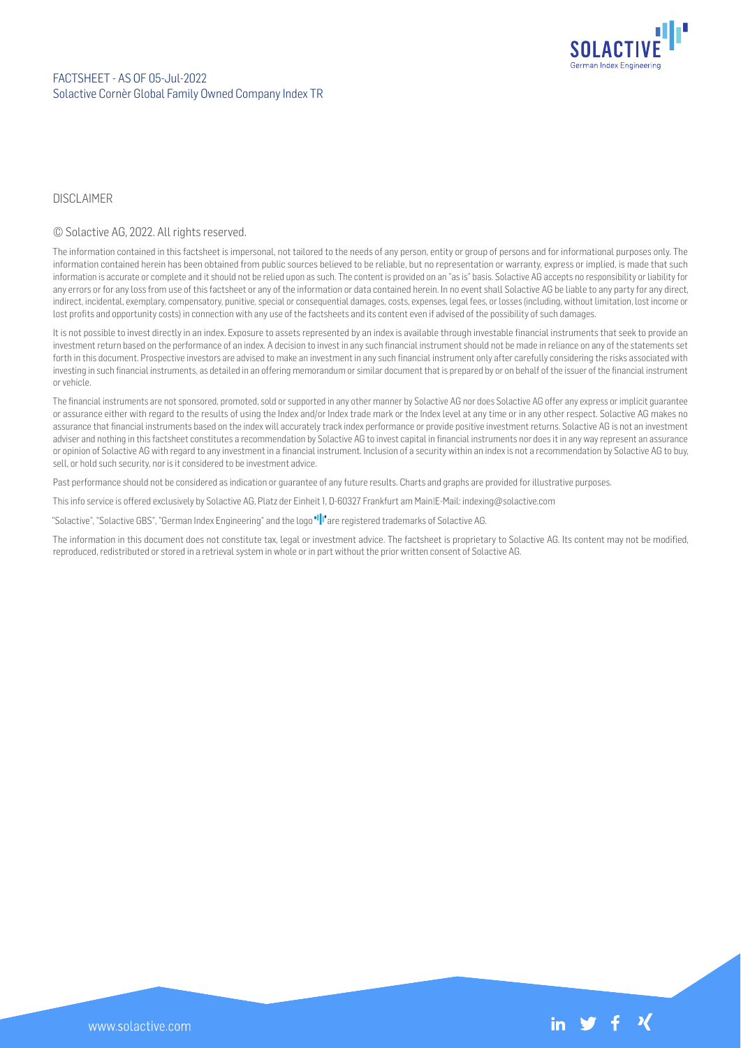## DISCLAIMER

© Solactive AG, 2022. All rights reserved.

The information contained in this factsheet is impersonal, not tailored to the needs of any person, entity or group of persons and for informational purposes only. The information contained herein has been obtained from public sources believed to be reliable, but no representation or warranty, express or implied, is made that such information is accurate or complete and it should not be relied upon as such. The content is provided on an "as is" basis. Solactive AG accepts no responsibility or liability for any errors or for any loss from use of this factsheet or any of the information or data contained herein. In no event shall Solactive AG be liable to any party for any direct, indirect, incidental, exemplary, compensatory, punitive, special or consequential damages, costs, expenses, legal fees, or losses (including, without limitation, lost income or lost profits and opportunity costs) in connection with any use of the factsheets and its content even if advised of the possibility of such damages.

It is not possible to invest directly in an index. Exposure to assets represented by an index is available through investable financial instruments that seek to provide an investment return based on the performance of an index. A decision to invest in any such financial instrument should not be made in reliance on any of the statements set forth in this document. Prospective investors are advised to make an investment in any such financial instrument only after carefully considering the risks associated with investing in such financial instruments, as detailed in an offering memorandum or similar document that is prepared by or on behalf of the issuer of the financial instrument or vehicle.

The financial instruments are not sponsored, promoted, sold or supported in any other manner by Solactive AG nor does Solactive AG offer any express or implicit guarantee or assurance either with regard to the results of using the Index and/or Index trade mark or the Index level at any time or in any other respect. Solactive AG makes no assurance that financial instruments based on the index will accurately track index performance or provide positive investment returns. Solactive AG is not an investment adviser and nothing in this factsheet constitutes a recommendation by Solactive AG to invest capital in financial instruments nor does it in any way represent an assurance or opinion of Solactive AG with regard to any investment in a financial instrument. Inclusion of a security within an index is not a recommendation by Solactive AG to buy, sell, or hold such security, nor is it considered to be investment advice.

Past performance should not be considered as indication or guarantee of any future results. Charts and graphs are provided for illustrative purposes.

This info service is offered exclusively by Solactive AG, Platz der Einheit 1, D-60327 Frankfurt am Main|E-Mail: indexing@solactive.com

"Solactive", "Solactive GBS", "German Index Engineering" and the logo are registered trademarks of Solactive AG.

The information in this document does not constitute tax, legal or investment advice. The factsheet is proprietary to Solactive AG. Its content may not be modified, reproduced, redistributed or stored in a retrieval system in whole or in part without the prior written consent of Solactive AG.